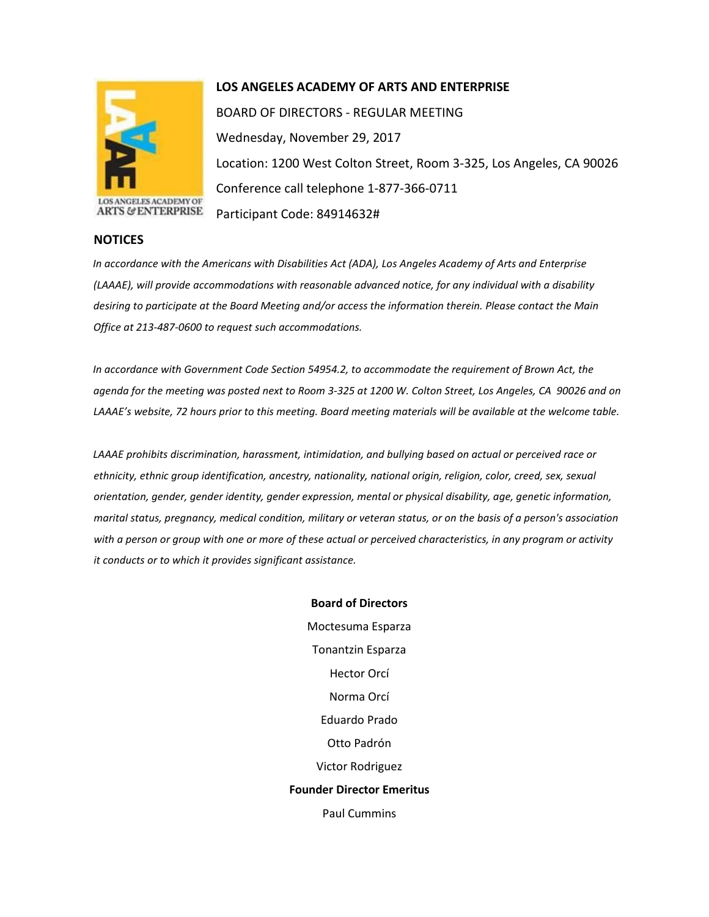# LOS ANGELES ACADEMY OF ARTS AND ENTERPRISE

BOARD OF DIRECTORS - REGULAR MEETING

Wednesday, November 29, 2017

Location: 1200 West Colton Street, Room 3-325, Los Angeles, CA 90026

Conference call telephone 1-877-366-0711

Participant Code: 84914632#

## NOTICES

*In accordance with the Americans with Disabilities Act (ADA), Los Angeles Academy of Arts and Enterprise (LAAAE), will provide accommodations with reasonable advanced notice, for any individual with a disability desiring to participate at the Board Meeting and/or access the information therein. Please contact the Main Office at 213-487-0600 to request such accommodations.*

*In accordance with Government Code Section 54954.2, to accommodate the requirement of Brown Act, the agenda for the meeting was posted next to Room 3-325 at 1200 W. Colton Street, Los Angeles, CA 90026 and on LAAAE's website, 72 hours prior to this meeting. Board meeting materials will be available at the welcome table.*

*LAAAE prohibits discrimination, harassment, intimidation, and bullying based on actual or perceived race or ethnicity, ethnic group identification, ancestry, nationality, national origin, religion, color, creed, sex, sexual orientation, gender, gender identity, gender expression, mental or physical disability, age, genetic information, marital status, pregnancy, medical condition, military or veteran status, or on the basis of a person's association with a person or group with one or more of these actual or perceived characteristics, in any program or activity it conducts or to which it provides significant assistance.*

**Board of Directors**

Moctesuma Esparza

Tonantzin Esparza

Hector Orcí

Norma Orcí

Eduardo Prado

Otto Padrón

Victor Rodriguez

**Founder Director Emeritus**

Paul Cummins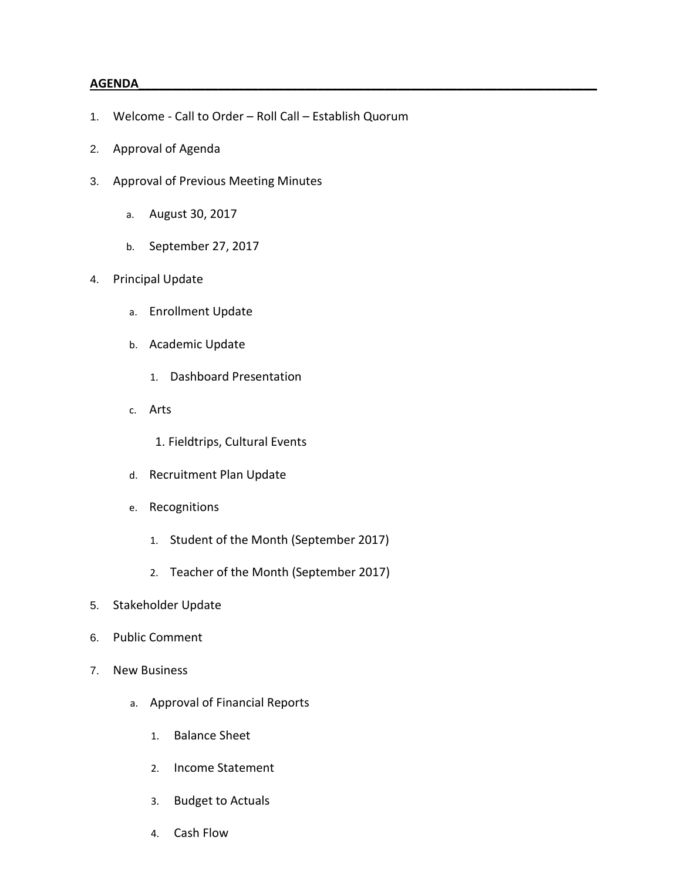**AGENDA**

1. Welcome - Call to Order – Roll Call – Establish Quorum
2. Approval of Agenda
3. Approval of Previous Meeting Minutes
    a. August 30, 2017
    b. September 27, 2017
4. Principal Update
    a. Enrollment Update
    b. Academic Update
        1. Dashboard Presentation
    c. Arts
        1. Fieldtrips, Cultural Events
    d. Recruitment Plan Update
    e. Recognitions
        1. Student of the Month (September 2017)
        2. Teacher of the Month (September 2017)
5. Stakeholder Update
6. Public Comment
7. New Business
    a. Approval of Financial Reports
        1. Balance Sheet
        2. Income Statement
        3. Budget to Actuals
        4. Cash Flow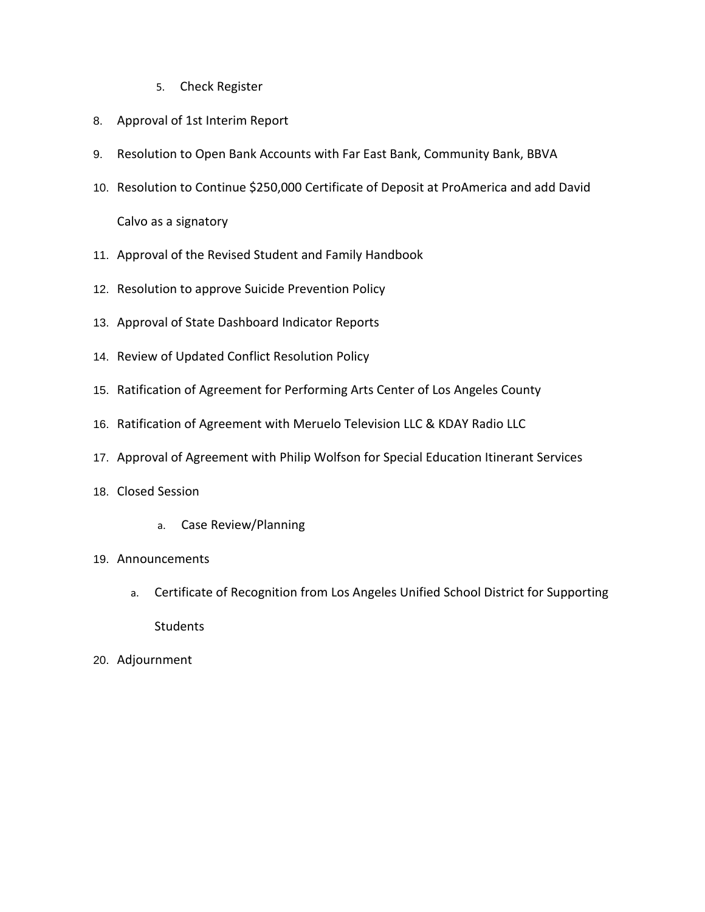5. Check Register

8. Approval of 1st Interim Report
9. Resolution to Open Bank Accounts with Far East Bank, Community Bank, BBVA
10. Resolution to Continue $250,000 Certificate of Deposit at ProAmerica and add David Calvo as a signatory
11. Approval of the Revised Student and Family Handbook
12. Resolution to approve Suicide Prevention Policy
13. Approval of State Dashboard Indicator Reports
14. Review of Updated Conflict Resolution Policy
15. Ratification of Agreement for Performing Arts Center of Los Angeles County
16. Ratification of Agreement with Meruelo Television LLC & KDAY Radio LLC
17. Approval of Agreement with Philip Wolfson for Special Education Itinerant Services
18. Closed Session
    a. Case Review/Planning
19. Announcements
    a. Certificate of Recognition from Los Angeles Unified School District for Supporting Students
20. Adjournment